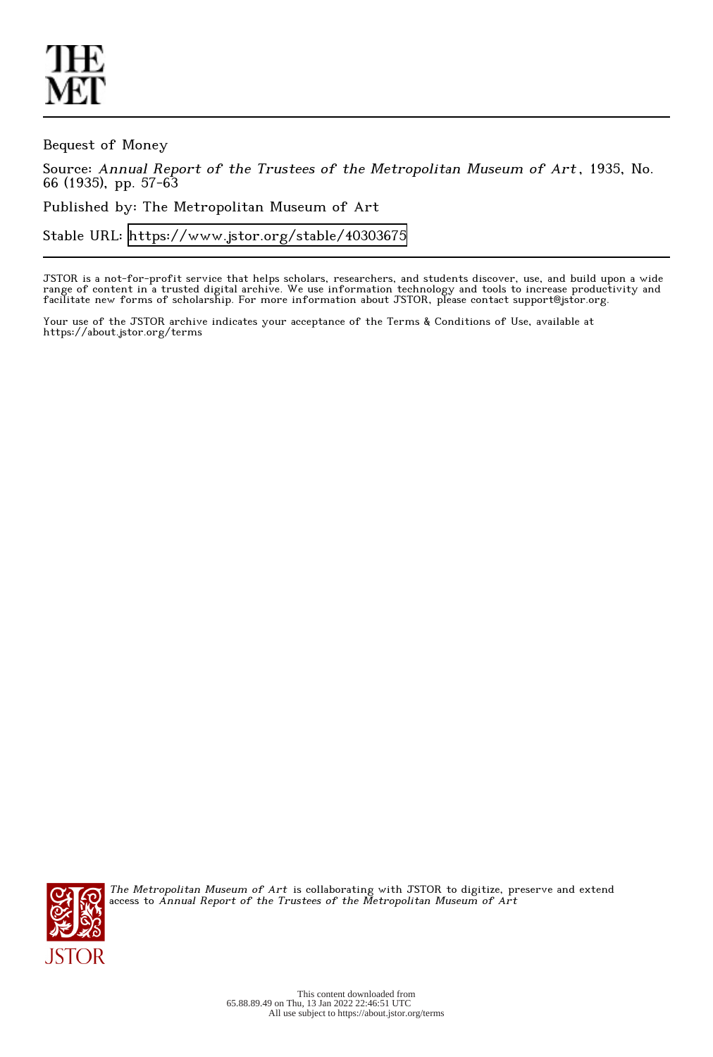Bequest of Money

Source: *Annual Report of the Trustees of the Metropolitan Museum of Art*, 1935, No. 66 (1935), pp. 57-63

Published by: The Metropolitan Museum of Art

Stable URL: https://www.jstor.org/stable/40303675

JSTOR is a not-for-profit service that helps scholars, researchers, and students discover, use, and build upon a wide range of content in a trusted digital archive. We use information technology and tools to increase productivity and facilitate new forms of scholarship. For more information about JSTOR, please contact support@jstor.org.

Your use of the JSTOR archive indicates your acceptance of the Terms & Conditions of Use, available at https://about.jstor.org/terms

*The Metropolitan Museum of Art* is collaborating with JSTOR to digitize, preserve and extend access to *Annual Report of the Trustees of the Metropolitan Museum of Art*

This content downloaded from 65.88.89.49 on Thu, 13 Jan 2022 22:46:51 UTC
All use subject to https://about.jstor.org/terms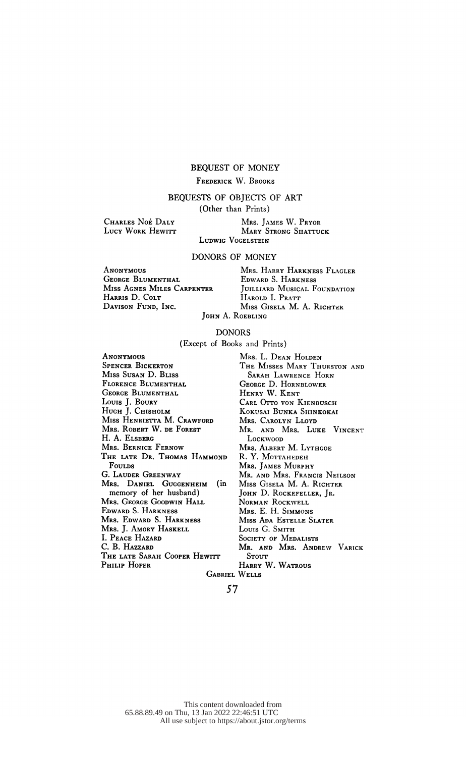## BEQUEST OF MONEY

Frederick W. Brooks

## BEQUESTS OF OBJECTS OF ART

(Other than Prints)

Charles Noé Daly
Lucy Work Hewitt
Mrs. James W. Pryor
Mary Strong Shattuck
Ludwig Vogelstein

## DONORS OF MONEY

Anonymous
George Blumenthal
Miss Agnes Miles Carpenter
Harris D. Colt
Davison Fund, Inc.
Mrs. Harry Harkness Flagler
Edward S. Harkness
Juilliard Musical Foundation
Harold I. Pratt
Miss Gisela M. A. Richter
John A. Roebling

## DONORS

(Except of Books and Prints)

Anonymous
Spencer Bickerton
Miss Susan D. Bliss
Florence Blumenthal
George Blumenthal
Louis J. Boury
Hugh J. Chisholm
Miss Henrietta M. Crawford
Mrs. Robert W. de Forest
H. A. Elsberg
Mrs. Bernice Fernow
The late Dr. Thomas Hammond Foulds
G. Lauder Greenway
Mrs. Daniel Guggenheim (in memory of her husband)
Mrs. George Goodwin Hall
Edward S. Harkness
Mrs. Edward S. Harkness
Mrs. J. Amory Haskell
I. Peace Hazard
C. B. Hazzard
The late Sarah Cooper Hewitt
Philip Hofer
Mrs. L. Dean Holden
The Misses Mary Thurston and Sarah Lawrence Horn
George D. Hornblower
Henry W. Kent
Carl Otto von Kienbusch
Kokusai Bunka Shinkokai
Mrs. Carolyn Lloyd
Mr. and Mrs. Luke Vincent Lockwood
Mrs. Albert M. Lythgoe
R. Y. Mottahedeh
Mrs. James Murphy
Mr. and Mrs. Francis Neilson
Miss Gisela M. A. Richter
John D. Rockefeller, Jr.
Norman Rockwell
Mrs. E. H. Simmons
Miss Ada Estelle Slater
Louis G. Smith
Society of Medalists
Mr. and Mrs. Andrew Varick Stout
Harry W. Watrous
Gabriel Wells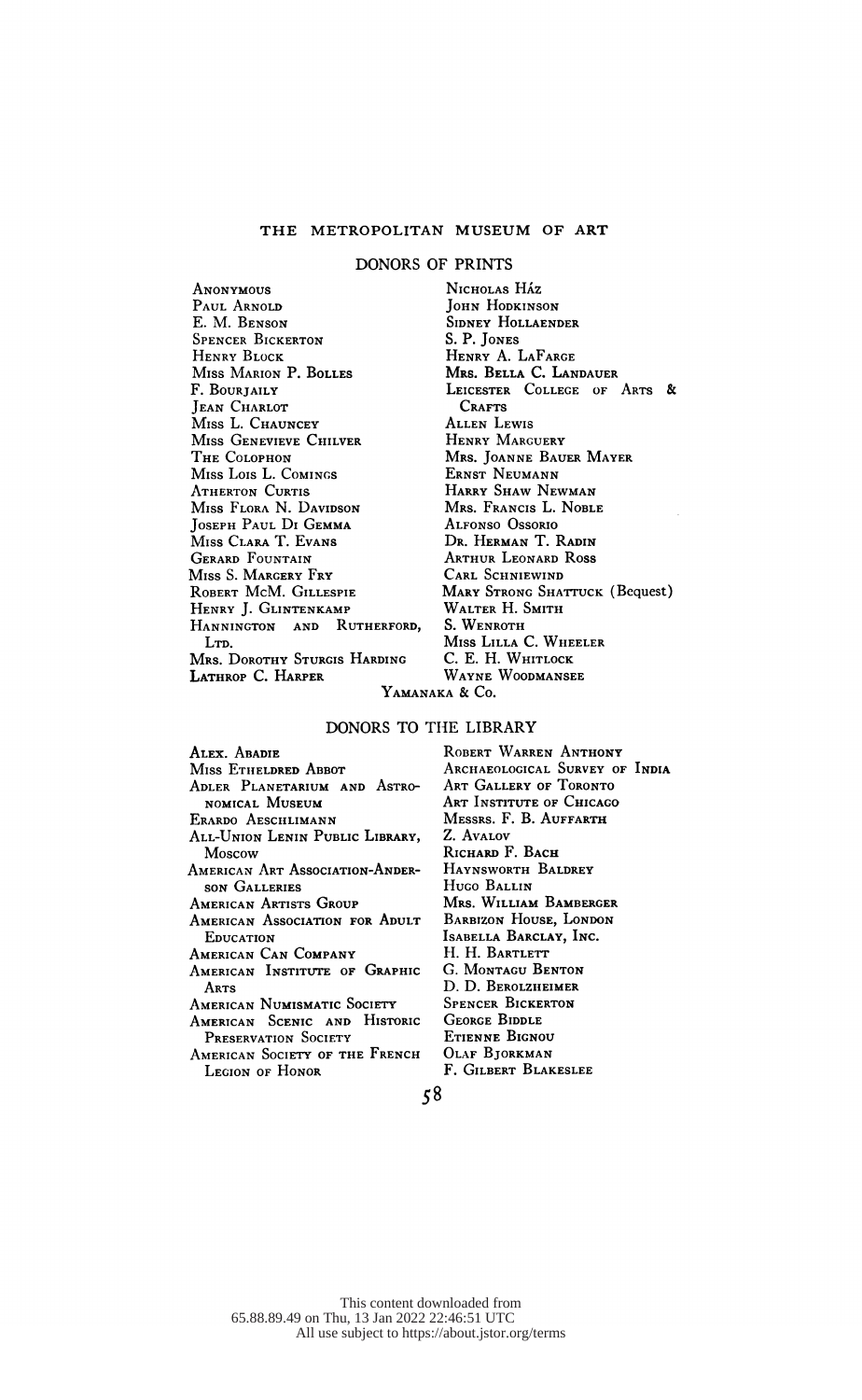## DONORS OF PRINTS

Anonymous
Paul Arnold
E. M. Benson
Spencer Bickerton
Henry Block
Miss Marion P. Bolles
F. Bourjaily
Jean Charlot
Miss L. Chauncey
Miss Genevieve Chilver
The Colophon
Miss Lois L. Comings
Atherton Curtis
Miss Flora N. Davidson
Joseph Paul Di Gemma
Miss Clara T. Evans
Gerard Fountain
Miss S. Margery Fry
Robert McM. Gillespie
Henry J. Glintenkamp
Hannington and Rutherford, Ltd.
Mrs. Dorothy Sturgis Harding
Lathrop C. Harper
Nicholas Ház
John Hodkinson
Sidney Hollaender
S. P. Jones
Henry A. LaFarge
Mrs. Bella C. Landauer
Leicester College of Arts & Crafts
Allen Lewis
Henry Marguery
Mrs. Joanne Bauer Mayer
Ernst Neumann
Harry Shaw Newman
Mrs. Francis L. Noble
Alfonso Ossorio
Dr. Herman T. Radin
Arthur Leonard Ross
Carl Schniewind
Mary Strong Shattuck (Bequest)
Walter H. Smith
S. Wenroth
Miss Lilla C. Wheeler
C. E. H. Whitlock
Wayne Woodmansee
Yamanaka & Co.

## DONORS TO THE LIBRARY

Alex. Abadie
Miss Etheldred Abbot
Adler Planetarium and Astronomical Museum
Erardo Aeschlimann
All-Union Lenin Public Library, Moscow
American Art Association-Anderson Galleries
American Artists Group
American Association for Adult Education
American Can Company
American Institute of Graphic Arts
American Numismatic Society
American Scenic and Historic Preservation Society
American Society of the French Legion of Honor
Robert Warren Anthony
Archaeological Survey of India
Art Gallery of Toronto
Art Institute of Chicago
Messrs. F. B. Auffarth
Z. Avalov
Richard F. Bach
Haynsworth Baldrey
Hugo Ballin
Mrs. William Bamberger
Barbizon House, London
Isabella Barclay, Inc.
H. H. Bartlett
G. Montagu Benton
D. D. Berolzheimer
Spencer Bickerton
George Biddle
Etienne Bignou
Olaf Bjorkman
F. Gilbert Blakeslee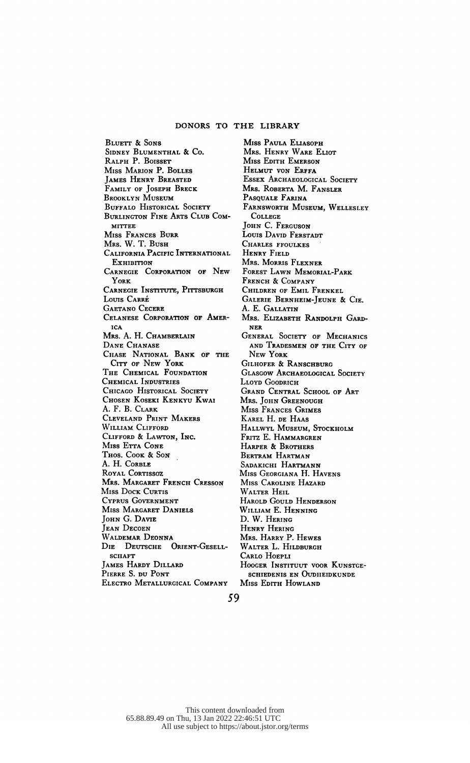## DONORS TO THE LIBRARY

Bluett & Sons
Sidney Blumenthal & Co.
Ralph P. Boisset
Miss Marion P. Bolles
James Henry Breasted
Family of Joseph Breck
Brooklyn Museum
Buffalo Historical Society
Burlington Fine Arts Club Committee
Miss Frances Burr
Mrs. W. T. Bush
California Pacific International Exhibition
Carnegie Corporation of New York
Carnegie Institute, Pittsburgh
Louis Carré
Gaetano Cecere
Celanese Corporation of America
Mrs. A. H. Chamberlain
Dane Chanase
Chase National Bank of the City of New York
The Chemical Foundation
Chemical Industries
Chicago Historical Society
Chosen Koseki Kenkyu Kwai
A. F. B. Clark
Cleveland Print Makers
William Clifford
Clifford & Lawton, Inc.
Miss Etta Cone
Thos. Cook & Son
A. H. Corble
Royal Cortissoz
Mrs. Margaret French Cresson
Miss Dock Curtis
Cyprus Government
Miss Margaret Daniels
John G. Davie
Jean Decoen
Waldemar Deonna
Die Deutsche Orient-Gesellschaft
James Hardy Dillard
Pierre S. du Pont
Electro Metallurgical Company
Miss Paula Eliasoph
Mrs. Henry Ware Eliot
Miss Edith Emerson
Helmut von Erffa
Essex Archaeological Society
Mrs. Roberta M. Fansler
Pasquale Farina
Farnsworth Museum, Wellesley College
John C. Ferguson
Louis David Ferstadt
Charles ffoulkes
Henry Field
Mrs. Morris Flexner
Forest Lawn Memorial-Park
French & Company
Children of Emil Frenkel
Galerie Bernheim-Jeune & Cie.
A. E. Gallatin
Mrs. Elizabeth Randolph Gardner
General Society of Mechanics and Tradesmen of the City of New York
Gilhofer & Ranschburg
Glasgow Archaeological Society
Lloyd Goodrich
Grand Central School of Art
Mrs. John Greenough
Miss Frances Grimes
Karel H. de Haas
Hallwyl Museum, Stockholm
Fritz E. Hammargren
Harper & Brothers
Bertram Hartman
Sadakichi Hartmann
Miss Georgiana H. Havens
Miss Caroline Hazard
Walter Heil
Harold Gould Henderson
William E. Henning
D. W. Hering
Henry Hering
Mrs. Harry P. Hewes
Walter L. Hildburgh
Carlo Hoepli
Hooger Instituut voor Kunstgeschiedenis en Oudheidkunde
Miss Edith Howland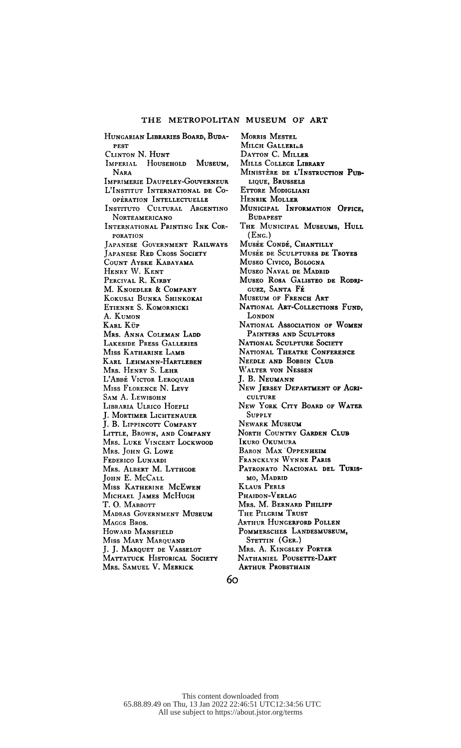Hungarian Libraries Board, Budapest
Clinton N. Hunt
Imperial Household Museum, Nara
Imprimerie Daupeley-Gouverneur
L'Institut International de Coopération Intellectuelle
Instituto Cultural Argentino Norteamericano
International Printing Ink Corporation
Japanese Government Railways
Japanese Red Cross Society
Count Ayske Kabayama
Henry W. Kent
Percival R. Kirby
M. Knoedler & Company
Kokusai Bunka Shinkokai
Etienne S. Komornicki
A. Kumon
Karl Küp
Mrs. Anna Coleman Ladd
Lakeside Press Galleries
Miss Katharine Lamb
Karl Lehmann-Hartleben
Mrs. Henry S. Lehr
L'Abbé Victor Leroquais
Miss Florence N. Levy
Sam A. Lewisohn
Libraria Ulrico Hoepli
J. Mortimer Lichtenauer
J. B. Lippincott Company
Little, Brown, and Company
Mrs. Luke Vincent Lockwood
Mrs. John G. Lowe
Federico Lunardi
Mrs. Albert M. Lythgoe
John E. McCall
Miss Katherine McEwen
Michael James McHugh
T. O. Mabbott
Madras Government Museum
Maggs Bros.
Howard Mansfield
Miss Mary Marquand
J. J. Marquet de Vasselot
Mattatuck Historical Society
Mrs. Samuel V. Merrick
Morris Mestel
Milch Galleries
Dayton C. Miller
Mills College Library
Ministère de l'Instruction Publique, Brussels
Ettore Modigliani
Henrik Moller
Municipal Information Office, Budapest
The Municipal Museums, Hull (Eng.)
Musée Condé, Chantilly
Musée de Sculptures de Troyes
Museo Civico, Bologna
Museo Naval de Madrid
Museo Rosa Galisteo de Rodriguez, Santa Fé
Museum of French Art
National Art-Collections Fund, London
National Association of Women Painters and Sculptors
National Sculpture Society
National Theatre Conference
Needle and Bobbin Club
Walter von Nessen
J. B. Neumann
New Jersey Department of Agriculture
New York City Board of Water Supply
Newark Museum
North Country Garden Club
Ikuro Okumura
Baron Max Oppenheim
Francklyn Wynne Paris
Patronato Nacional del Turismo, Madrid
Klaus Perls
Phaidon-Verlag
Mrs. M. Bernard Philipp
The Pilgrim Trust
Arthur Hungerford Pollen
Pommersches Landesmuseum, Stettin (Ger.)
Mrs. A. Kingsley Porter
Nathaniel Pousette-Dart
Arthur Probsthain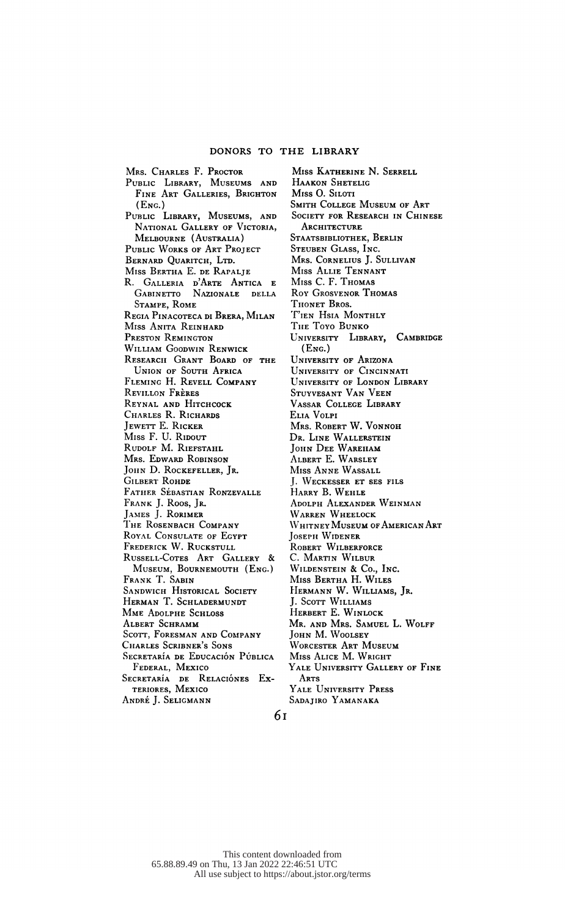DONORS TO THE LIBRARY

Mrs. Charles F. Proctor
Public Library, Museums and Fine Art Galleries, Brighton (Eng.)
Public Library, Museums, and National Gallery of Victoria, Melbourne (Australia)
Public Works of Art Project
Bernard Quaritch, Ltd.
Miss Bertha E. de Rapalje
R. Galleria d'Arte Antica e Gabinetto Nazionale della Stampe, Rome
Regia Pinacoteca di Brera, Milan
Miss Anita Reinhard
Preston Remington
William Goodwin Renwick
Research Grant Board of the Union of South Africa
Fleming H. Revell Company
Revillon Frères
Reynal and Hitchcock
Charles R. Richards
Jewett E. Ricker
Miss F. U. Ridout
Rudolf M. Riefstahl
Mrs. Edward Robinson
John D. Rockefeller, Jr.
Gilbert Rohde
Father Sébastian Ronzevalle
Frank J. Roos, Jr.
James J. Rorimer
The Rosenbach Company
Royal Consulate of Egypt
Frederick W. Ruckstull
Russell-Cotes Art Gallery & Museum, Bournemouth (Eng.)
Frank T. Sabin
Sandwich Historical Society
Herman T. Schladermundt
Mme Adolphe Schloss
Albert Schramm
Scott, Foresman and Company
Charles Scribner's Sons
Secretaría de Educación Pública Federal, Mexico
Secretaría de Relaciónes Exteriores, Mexico
André J. Seligmann
Miss Katherine N. Serrell
Haakon Shetelig
Miss O. Siloti
Smith College Museum of Art
Society for Research in Chinese Architecture
Staatsbibliothek, Berlin
Steuben Glass, Inc.
Mrs. Cornelius J. Sullivan
Miss Allie Tennant
Miss C. F. Thomas
Roy Grosvenor Thomas
Thonet Bros.
T'ien Hsia Monthly
The Toyo Bunko
University Library, Cambridge (Eng.)
University of Arizona
University of Cincinnati
University of London Library
Stuyvesant Van Veen
Vassar College Library
Elia Volpi
Mrs. Robert W. Vonnoh
Dr. Line Wallerstein
John Dee Wareham
Albert E. Warsley
Miss Anne Wassall
J. Weckesser et ses fils
Harry B. Wehle
Adolph Alexander Weinman
Warren Wheelock
Whitney Museum of American Art
Joseph Widener
Robert Wilberforce
C. Martin Wilbur
Wildenstein & Co., Inc.
Miss Bertha H. Wiles
Hermann W. Williams, Jr.
J. Scott Williams
Herbert E. Winlock
Mr. and Mrs. Samuel L. Wolff
John M. Woolsey
Worcester Art Museum
Miss Alice M. Wright
Yale University Gallery of Fine Arts
Yale University Press
Sadajiro Yamanaka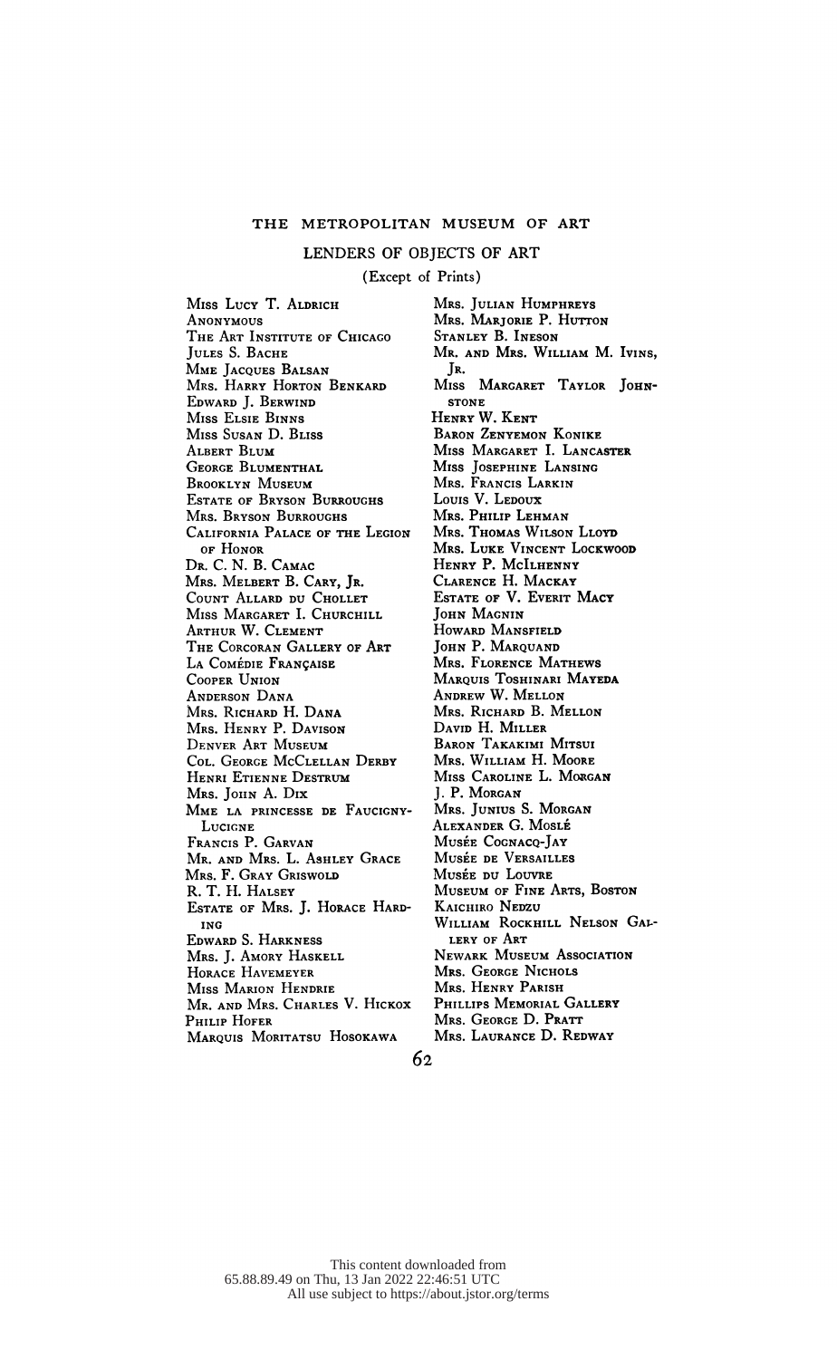## THE METROPOLITAN MUSEUM OF ART

### LENDERS OF OBJECTS OF ART

(Except of Prints)

Miss Lucy T. Aldrich
Anonymous
The Art Institute of Chicago
Jules S. Bache
Mme Jacques Balsan
Mrs. Harry Horton Benkard
Edward J. Berwind
Miss Elsie Binns
Miss Susan D. Bliss
Albert Blum
George Blumenthal
Brooklyn Museum
Estate of Bryson Burroughs
Mrs. Bryson Burroughs
California Palace of the Legion of Honor
Dr. C. N. B. Camac
Mrs. Melbert B. Cary, Jr.
Count Allard du Chollet
Miss Margaret I. Churchill
Arthur W. Clement
The Corcoran Gallery of Art
La Comédie Française
Cooper Union
Anderson Dana
Mrs. Richard H. Dana
Mrs. Henry P. Davison
Denver Art Museum
Col. George McClellan Derby
Henri Etienne Destrum
Mrs. John A. Dix
Mme la princesse de Faucigny-Lucigne
Francis P. Garvan
Mr. and Mrs. L. Ashley Grace
Mrs. F. Gray Griswold
R. T. H. Halsey
Estate of Mrs. J. Horace Harding
Edward S. Harkness
Mrs. J. Amory Haskell
Horace Havemeyer
Miss Marion Hendrie
Mr. and Mrs. Charles V. Hickox
Philip Hofer
Marquis Moritatsu Hosokawa
Mrs. Julian Humphreys
Mrs. Marjorie P. Hutton
Stanley B. Ineson
Mr. and Mrs. William M. Ivins, Jr.
Miss Margaret Taylor Johnstone
Henry W. Kent
Baron Zenyemon Konike
Miss Margaret I. Lancaster
Miss Josephine Lansing
Mrs. Francis Larkin
Louis V. Ledoux
Mrs. Philip Lehman
Mrs. Thomas Wilson Lloyd
Mrs. Luke Vincent Lockwood
Henry P. McIlhenny
Clarence H. Mackay
Estate of V. Everit Macy
John Magnin
Howard Mansfield
John P. Marquand
Mrs. Florence Mathews
Marquis Toshinari Mayeda
Andrew W. Mellon
Mrs. Richard B. Mellon
David H. Miller
Baron Takakimi Mitsui
Mrs. William H. Moore
Miss Caroline L. Morgan
J. P. Morgan
Mrs. Junius S. Morgan
Alexander G. Moslé
Musée Cognacq-Jay
Musée de Versailles
Musée du Louvre
Museum of Fine Arts, Boston
Kaichiro Nedzu
William Rockhill Nelson Gallery of Art
Newark Museum Association
Mrs. George Nichols
Mrs. Henry Parish
Phillips Memorial Gallery
Mrs. George D. Pratt
Mrs. Laurance D. Redway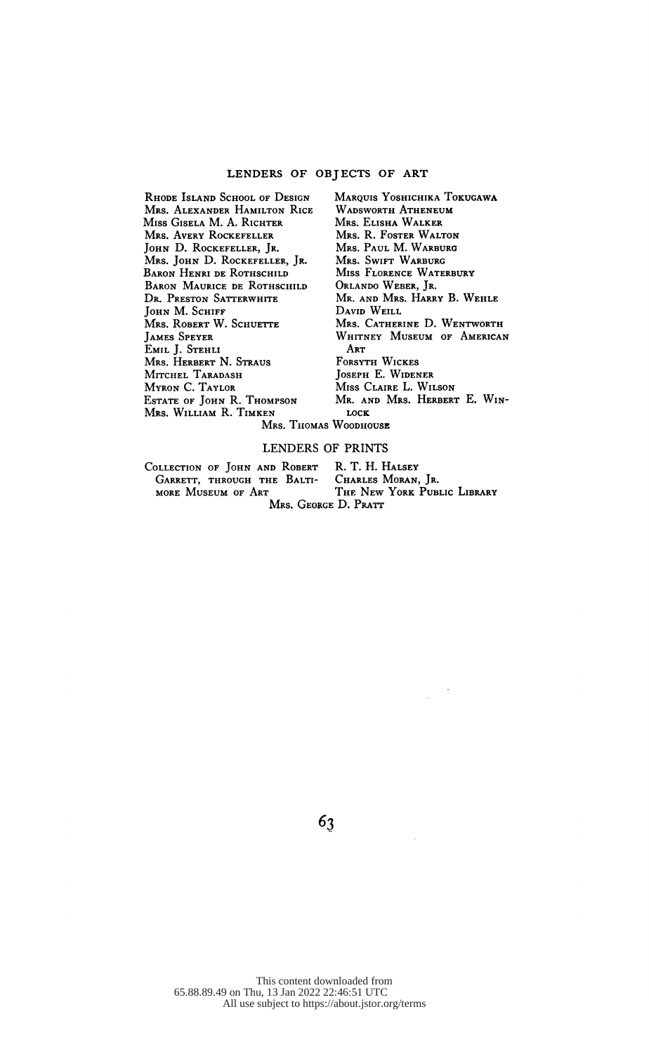## LENDERS OF OBJECTS OF ART

Rhode Island School of Design
Mrs. Alexander Hamilton Rice
Miss Gisela M. A. Richter
Mrs. Avery Rockefeller
John D. Rockefeller, Jr.
Mrs. John D. Rockefeller, Jr.
Baron Henri de Rothschild
Baron Maurice de Rothschild
Dr. Preston Satterwhite
John M. Schiff
Mrs. Robert W. Schuette
James Speyer
Emil J. Stehli
Mrs. Herbert N. Straus
Mitchel Taradash
Myron C. Taylor
Estate of John R. Thompson
Mrs. William R. Timken
Marquis Yoshichika Tokugawa
Wadsworth Atheneum
Mrs. Elisha Walker
Mrs. R. Foster Walton
Mrs. Paul M. Warburg
Mrs. Swift Warburg
Miss Florence Waterbury
Orlando Weber, Jr.
Mr. and Mrs. Harry B. Wehle
David Weill
Mrs. Catherine D. Wentworth
Whitney Museum of American Art
Forsyth Wickes
Joseph E. Widener
Miss Claire L. Wilson
Mr. and Mrs. Herbert E. Winlock
Mrs. Thomas Woodhouse

## LENDERS OF PRINTS

Collection of John and Robert Garrett, through the Baltimore Museum of Art
R. T. H. Halsey
Charles Moran, Jr.
The New York Public Library
Mrs. George D. Pratt